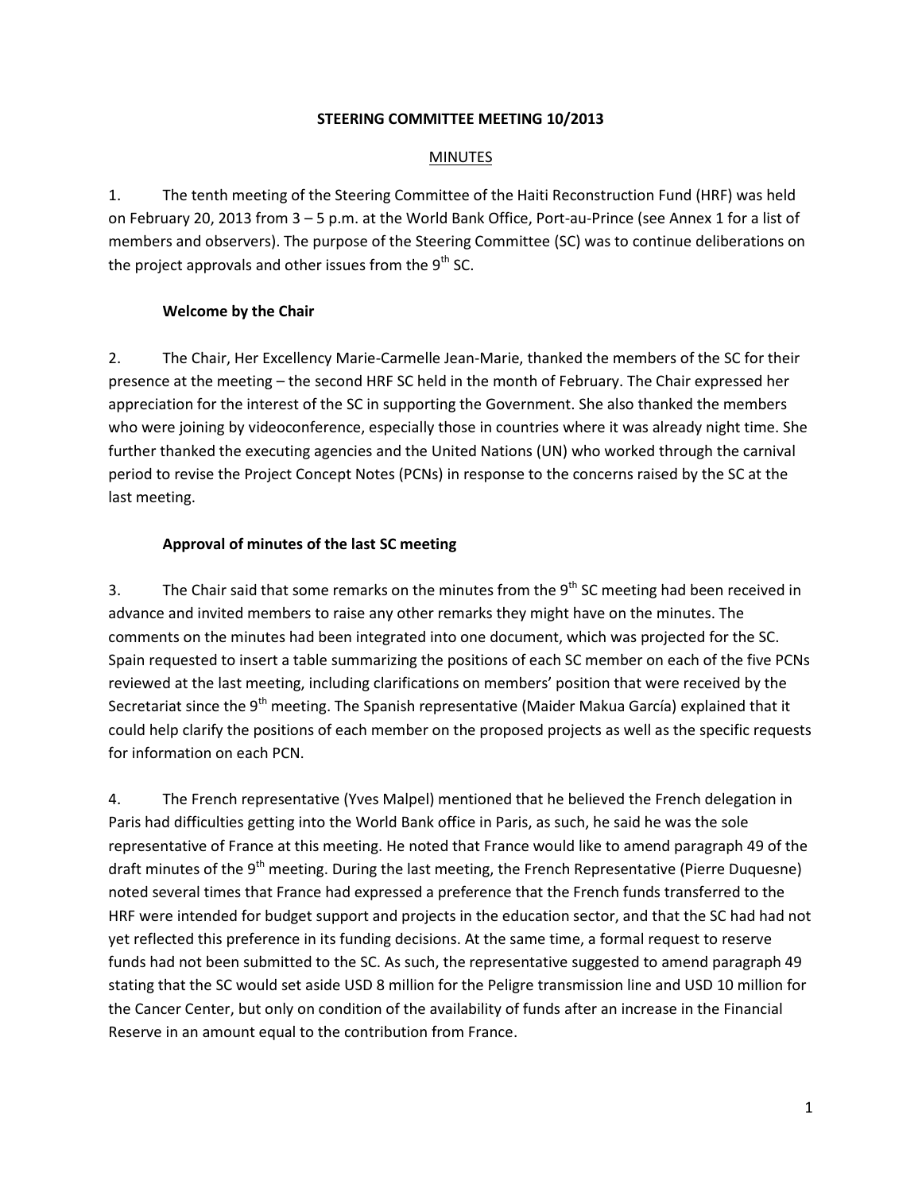# STEERING COMMITTEE MEETING 10/2013

## MINUTES

1. The tenth meeting of the Steering Committee of the Haiti Reconstruction Fund (HRF) was held on February 20, 2013 from 3 – 5 p.m. at the World Bank Office, Port-au-Prince (see Annex 1 for a list of members and observers). The purpose of the Steering Committee (SC) was to continue deliberations on the project approvals and other issues from the 9th SC.

### Welcome by the Chair

2. The Chair, Her Excellency Marie-Carmelle Jean-Marie, thanked the members of the SC for their presence at the meeting – the second HRF SC held in the month of February. The Chair expressed her appreciation for the interest of the SC in supporting the Government. She also thanked the members who were joining by videoconference, especially those in countries where it was already night time. She further thanked the executing agencies and the United Nations (UN) who worked through the carnival period to revise the Project Concept Notes (PCNs) in response to the concerns raised by the SC at the last meeting.

### Approval of minutes of the last SC meeting

3. The Chair said that some remarks on the minutes from the 9th SC meeting had been received in advance and invited members to raise any other remarks they might have on the minutes. The comments on the minutes had been integrated into one document, which was projected for the SC. Spain requested to insert a table summarizing the positions of each SC member on each of the five PCNs reviewed at the last meeting, including clarifications on members' position that were received by the Secretariat since the 9th meeting. The Spanish representative (Maider Makua García) explained that it could help clarify the positions of each member on the proposed projects as well as the specific requests for information on each PCN.

4. The French representative (Yves Malpel) mentioned that he believed the French delegation in Paris had difficulties getting into the World Bank office in Paris, as such, he said he was the sole representative of France at this meeting. He noted that France would like to amend paragraph 49 of the draft minutes of the 9th meeting. During the last meeting, the French Representative (Pierre Duquesne) noted several times that France had expressed a preference that the French funds transferred to the HRF were intended for budget support and projects in the education sector, and that the SC had had not yet reflected this preference in its funding decisions. At the same time, a formal request to reserve funds had not been submitted to the SC. As such, the representative suggested to amend paragraph 49 stating that the SC would set aside USD 8 million for the Peligre transmission line and USD 10 million for the Cancer Center, but only on condition of the availability of funds after an increase in the Financial Reserve in an amount equal to the contribution from France.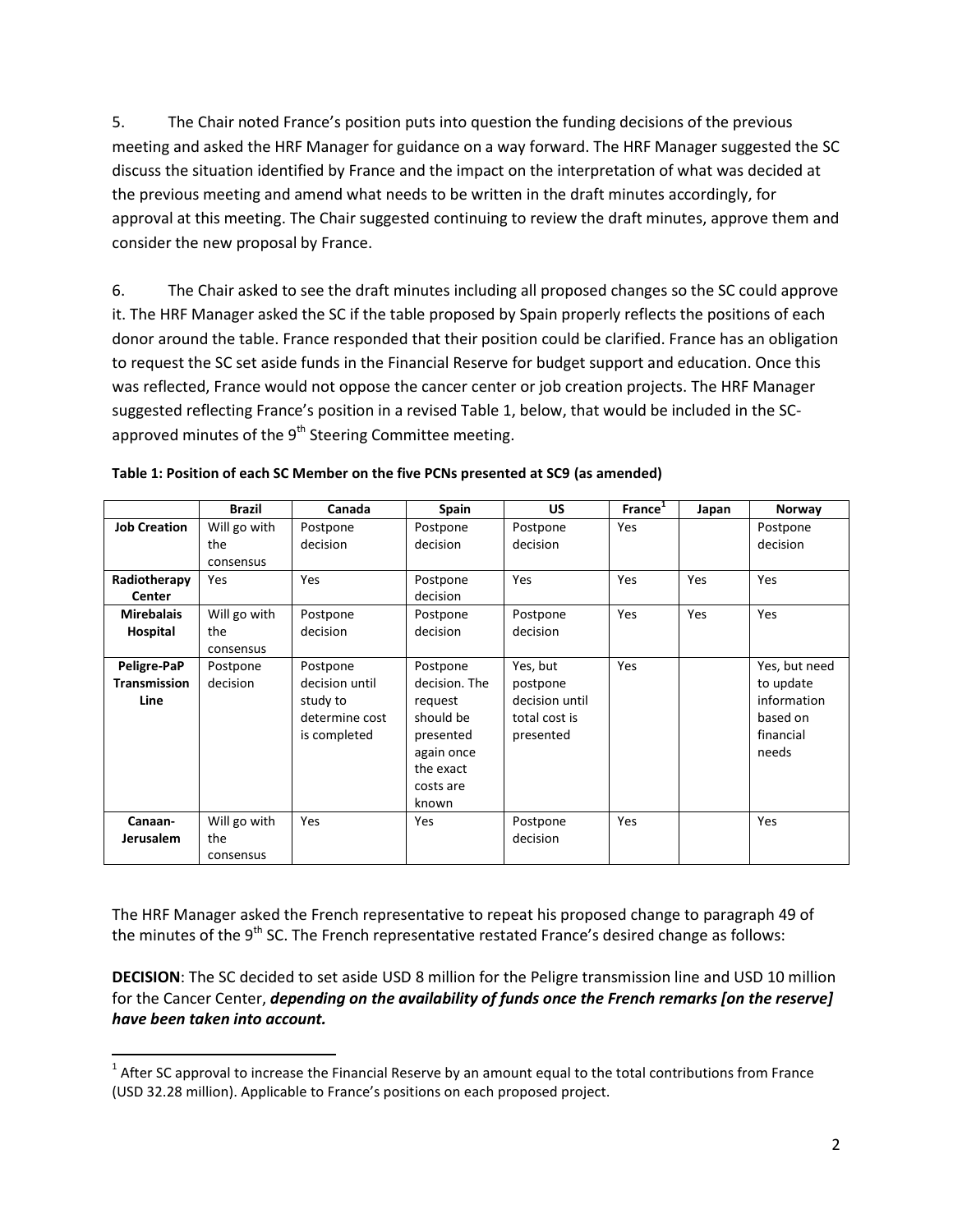5. The Chair noted France's position puts into question the funding decisions of the previous meeting and asked the HRF Manager for guidance on a way forward. The HRF Manager suggested the SC discuss the situation identified by France and the impact on the interpretation of what was decided at the previous meeting and amend what needs to be written in the draft minutes accordingly, for approval at this meeting. The Chair suggested continuing to review the draft minutes, approve them and consider the new proposal by France.

6. The Chair asked to see the draft minutes including all proposed changes so the SC could approve it. The HRF Manager asked the SC if the table proposed by Spain properly reflects the positions of each donor around the table. France responded that their position could be clarified. France has an obligation to request the SC set aside funds in the Financial Reserve for budget support and education. Once this was reflected, France would not oppose the cancer center or job creation projects. The HRF Manager suggested reflecting France's position in a revised Table 1, below, that would be included in the SC-approved minutes of the 9th Steering Committee meeting.

**Table 1: Position of each SC Member on the five PCNs presented at SC9 (as amended)**

| | Brazil | Canada | Spain | US | France[1] | Japan | Norway |
|---|---|---|---|---|---|---|---|
| **Job Creation** | Will go with the consensus | Postpone decision | Postpone decision | Postpone decision | Yes | | Postpone decision |
| **Radiotherapy Center** | Yes | Yes | Postpone decision | Yes | Yes | Yes | Yes |
| **Mirebalais Hospital** | Will go with the consensus | Postpone decision | Postpone decision | Postpone decision | Yes | Yes | Yes |
| **Peligre-PaP Transmission Line** | Postpone decision | Postpone decision until study to determine cost is completed | Postpone decision. The request should be presented again once the exact costs are known | Yes, but postpone decision until total cost is presented | Yes | | Yes, but need to update information based on financial needs |
| **Canaan-Jerusalem** | Will go with the consensus | Yes | Yes | Postpone decision | Yes | | Yes |

The HRF Manager asked the French representative to repeat his proposed change to paragraph 49 of the minutes of the 9th SC. The French representative restated France's desired change as follows:

**DECISION**: The SC decided to set aside USD 8 million for the Peligre transmission line and USD 10 million for the Cancer Center, ***depending on the availability of funds once the French remarks [on the reserve] have been taken into account.***

[1] After SC approval to increase the Financial Reserve by an amount equal to the total contributions from France (USD 32.28 million). Applicable to France's positions on each proposed project.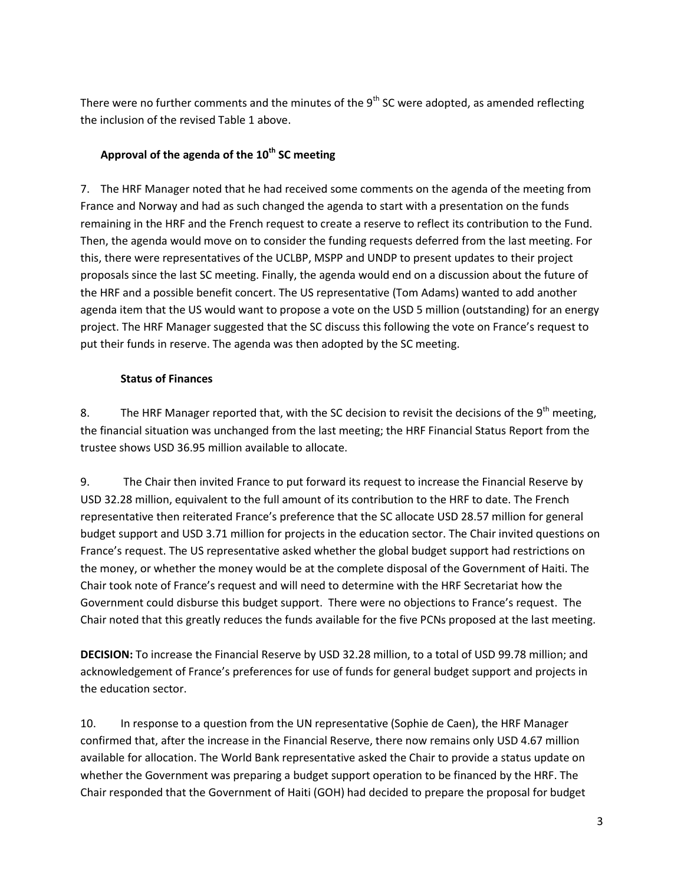There were no further comments and the minutes of the 9th SC were adopted, as amended reflecting the inclusion of the revised Table 1 above.

**Approval of the agenda of the 10th SC meeting**

7. The HRF Manager noted that he had received some comments on the agenda of the meeting from France and Norway and had as such changed the agenda to start with a presentation on the funds remaining in the HRF and the French request to create a reserve to reflect its contribution to the Fund. Then, the agenda would move on to consider the funding requests deferred from the last meeting. For this, there were representatives of the UCLBP, MSPP and UNDP to present updates to their project proposals since the last SC meeting. Finally, the agenda would end on a discussion about the future of the HRF and a possible benefit concert. The US representative (Tom Adams) wanted to add another agenda item that the US would want to propose a vote on the USD 5 million (outstanding) for an energy project. The HRF Manager suggested that the SC discuss this following the vote on France's request to put their funds in reserve. The agenda was then adopted by the SC meeting.

**Status of Finances**

8. The HRF Manager reported that, with the SC decision to revisit the decisions of the 9th meeting, the financial situation was unchanged from the last meeting; the HRF Financial Status Report from the trustee shows USD 36.95 million available to allocate.

9. The Chair then invited France to put forward its request to increase the Financial Reserve by USD 32.28 million, equivalent to the full amount of its contribution to the HRF to date. The French representative then reiterated France's preference that the SC allocate USD 28.57 million for general budget support and USD 3.71 million for projects in the education sector. The Chair invited questions on France's request. The US representative asked whether the global budget support had restrictions on the money, or whether the money would be at the complete disposal of the Government of Haiti. The Chair took note of France's request and will need to determine with the HRF Secretariat how the Government could disburse this budget support. There were no objections to France's request. The Chair noted that this greatly reduces the funds available for the five PCNs proposed at the last meeting.

**DECISION:** To increase the Financial Reserve by USD 32.28 million, to a total of USD 99.78 million; and acknowledgement of France's preferences for use of funds for general budget support and projects in the education sector.

10. In response to a question from the UN representative (Sophie de Caen), the HRF Manager confirmed that, after the increase in the Financial Reserve, there now remains only USD 4.67 million available for allocation. The World Bank representative asked the Chair to provide a status update on whether the Government was preparing a budget support operation to be financed by the HRF. The Chair responded that the Government of Haiti (GOH) had decided to prepare the proposal for budget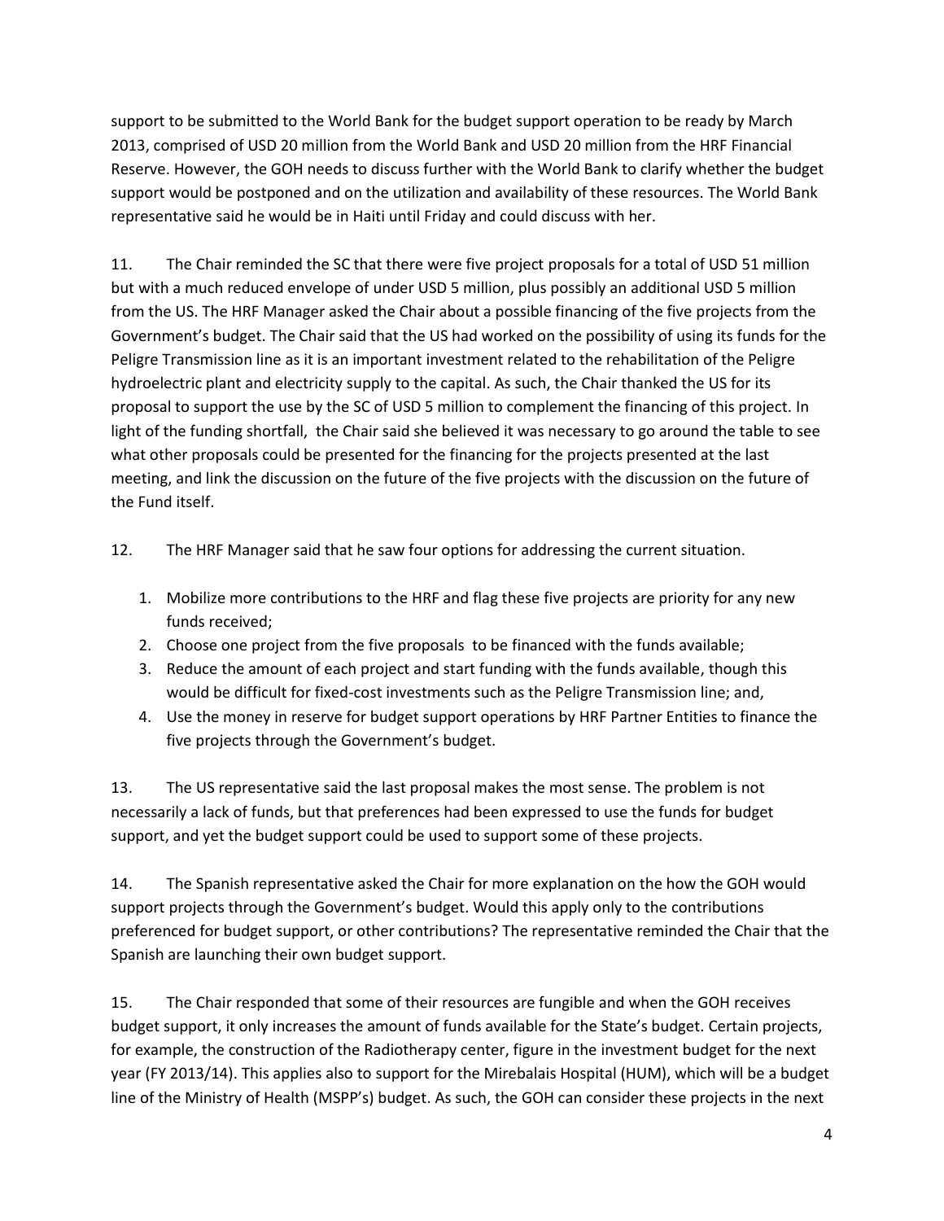support to be submitted to the World Bank for the budget support operation to be ready by March 2013, comprised of USD 20 million from the World Bank and USD 20 million from the HRF Financial Reserve. However, the GOH needs to discuss further with the World Bank to clarify whether the budget support would be postponed and on the utilization and availability of these resources. The World Bank representative said he would be in Haiti until Friday and could discuss with her.

11. The Chair reminded the SC that there were five project proposals for a total of USD 51 million but with a much reduced envelope of under USD 5 million, plus possibly an additional USD 5 million from the US. The HRF Manager asked the Chair about a possible financing of the five projects from the Government's budget. The Chair said that the US had worked on the possibility of using its funds for the Peligre Transmission line as it is an important investment related to the rehabilitation of the Peligre hydroelectric plant and electricity supply to the capital. As such, the Chair thanked the US for its proposal to support the use by the SC of USD 5 million to complement the financing of this project. In light of the funding shortfall, the Chair said she believed it was necessary to go around the table to see what other proposals could be presented for the financing for the projects presented at the last meeting, and link the discussion on the future of the five projects with the discussion on the future of the Fund itself.

12. The HRF Manager said that he saw four options for addressing the current situation.

1. Mobilize more contributions to the HRF and flag these five projects are priority for any new funds received;
2. Choose one project from the five proposals to be financed with the funds available;
3. Reduce the amount of each project and start funding with the funds available, though this would be difficult for fixed-cost investments such as the Peligre Transmission line; and,
4. Use the money in reserve for budget support operations by HRF Partner Entities to finance the five projects through the Government's budget.

13. The US representative said the last proposal makes the most sense. The problem is not necessarily a lack of funds, but that preferences had been expressed to use the funds for budget support, and yet the budget support could be used to support some of these projects.

14. The Spanish representative asked the Chair for more explanation on the how the GOH would support projects through the Government's budget. Would this apply only to the contributions preferenced for budget support, or other contributions? The representative reminded the Chair that the Spanish are launching their own budget support.

15. The Chair responded that some of their resources are fungible and when the GOH receives budget support, it only increases the amount of funds available for the State's budget. Certain projects, for example, the construction of the Radiotherapy center, figure in the investment budget for the next year (FY 2013/14). This applies also to support for the Mirebalais Hospital (HUM), which will be a budget line of the Ministry of Health (MSPP's) budget. As such, the GOH can consider these projects in the next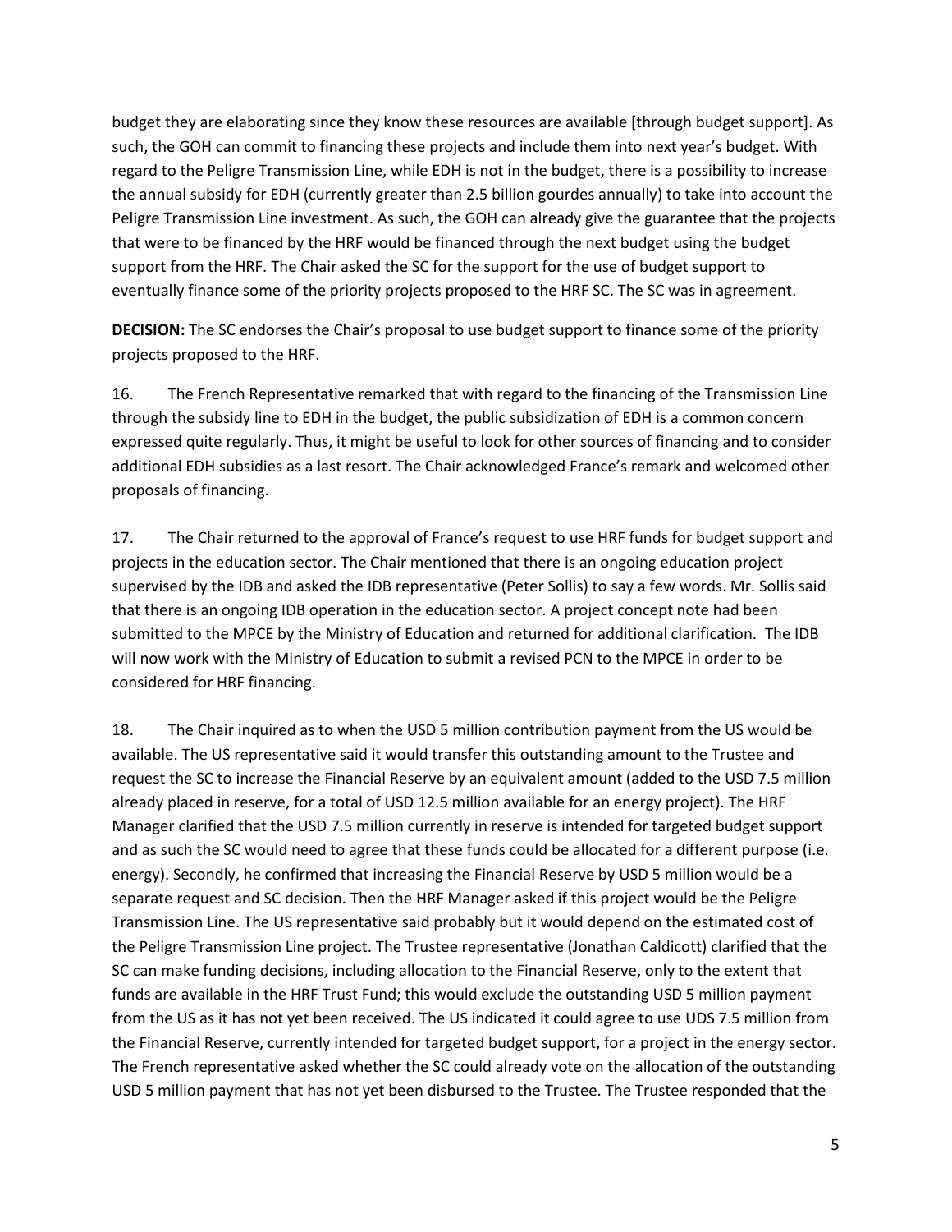budget they are elaborating since they know these resources are available [through budget support]. As such, the GOH can commit to financing these projects and include them into next year's budget. With regard to the Peligre Transmission Line, while EDH is not in the budget, there is a possibility to increase the annual subsidy for EDH (currently greater than 2.5 billion gourdes annually) to take into account the Peligre Transmission Line investment. As such, the GOH can already give the guarantee that the projects that were to be financed by the HRF would be financed through the next budget using the budget support from the HRF. The Chair asked the SC for the support for the use of budget support to eventually finance some of the priority projects proposed to the HRF SC. The SC was in agreement.

**DECISION:** The SC endorses the Chair's proposal to use budget support to finance some of the priority projects proposed to the HRF.

16. The French Representative remarked that with regard to the financing of the Transmission Line through the subsidy line to EDH in the budget, the public subsidization of EDH is a common concern expressed quite regularly. Thus, it might be useful to look for other sources of financing and to consider additional EDH subsidies as a last resort. The Chair acknowledged France's remark and welcomed other proposals of financing.

17. The Chair returned to the approval of France's request to use HRF funds for budget support and projects in the education sector. The Chair mentioned that there is an ongoing education project supervised by the IDB and asked the IDB representative (Peter Sollis) to say a few words. Mr. Sollis said that there is an ongoing IDB operation in the education sector. A project concept note had been submitted to the MPCE by the Ministry of Education and returned for additional clarification. The IDB will now work with the Ministry of Education to submit a revised PCN to the MPCE in order to be considered for HRF financing.

18. The Chair inquired as to when the USD 5 million contribution payment from the US would be available. The US representative said it would transfer this outstanding amount to the Trustee and request the SC to increase the Financial Reserve by an equivalent amount (added to the USD 7.5 million already placed in reserve, for a total of USD 12.5 million available for an energy project). The HRF Manager clarified that the USD 7.5 million currently in reserve is intended for targeted budget support and as such the SC would need to agree that these funds could be allocated for a different purpose (i.e. energy). Secondly, he confirmed that increasing the Financial Reserve by USD 5 million would be a separate request and SC decision. Then the HRF Manager asked if this project would be the Peligre Transmission Line. The US representative said probably but it would depend on the estimated cost of the Peligre Transmission Line project. The Trustee representative (Jonathan Caldicott) clarified that the SC can make funding decisions, including allocation to the Financial Reserve, only to the extent that funds are available in the HRF Trust Fund; this would exclude the outstanding USD 5 million payment from the US as it has not yet been received. The US indicated it could agree to use UDS 7.5 million from the Financial Reserve, currently intended for targeted budget support, for a project in the energy sector. The French representative asked whether the SC could already vote on the allocation of the outstanding USD 5 million payment that has not yet been disbursed to the Trustee. The Trustee responded that the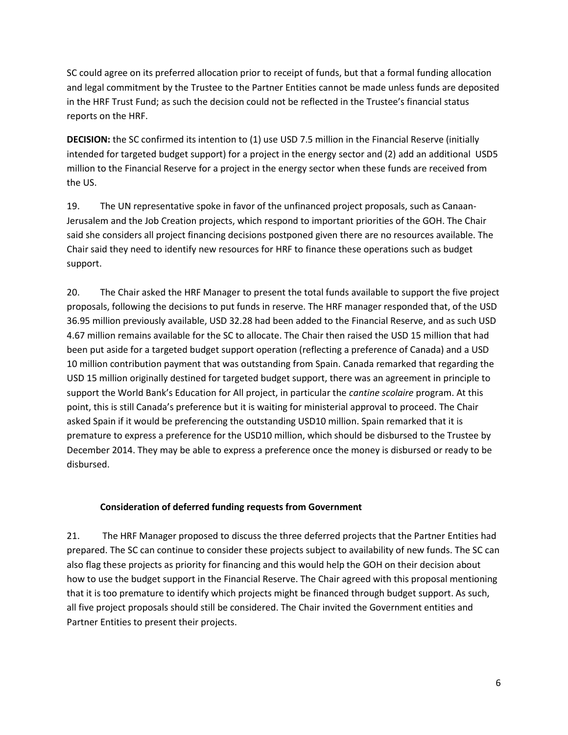SC could agree on its preferred allocation prior to receipt of funds, but that a formal funding allocation and legal commitment by the Trustee to the Partner Entities cannot be made unless funds are deposited in the HRF Trust Fund; as such the decision could not be reflected in the Trustee's financial status reports on the HRF.

**DECISION:** the SC confirmed its intention to (1) use USD 7.5 million in the Financial Reserve (initially intended for targeted budget support) for a project in the energy sector and (2) add an additional USD5 million to the Financial Reserve for a project in the energy sector when these funds are received from the US.

19. The UN representative spoke in favor of the unfinanced project proposals, such as Canaan-Jerusalem and the Job Creation projects, which respond to important priorities of the GOH. The Chair said she considers all project financing decisions postponed given there are no resources available. The Chair said they need to identify new resources for HRF to finance these operations such as budget support.

20. The Chair asked the HRF Manager to present the total funds available to support the five project proposals, following the decisions to put funds in reserve. The HRF manager responded that, of the USD 36.95 million previously available, USD 32.28 had been added to the Financial Reserve, and as such USD 4.67 million remains available for the SC to allocate. The Chair then raised the USD 15 million that had been put aside for a targeted budget support operation (reflecting a preference of Canada) and a USD 10 million contribution payment that was outstanding from Spain. Canada remarked that regarding the USD 15 million originally destined for targeted budget support, there was an agreement in principle to support the World Bank's Education for All project, in particular the *cantine scolaire* program. At this point, this is still Canada's preference but it is waiting for ministerial approval to proceed. The Chair asked Spain if it would be preferencing the outstanding USD10 million. Spain remarked that it is premature to express a preference for the USD10 million, which should be disbursed to the Trustee by December 2014. They may be able to express a preference once the money is disbursed or ready to be disbursed.

**Consideration of deferred funding requests from Government**

21. The HRF Manager proposed to discuss the three deferred projects that the Partner Entities had prepared. The SC can continue to consider these projects subject to availability of new funds. The SC can also flag these projects as priority for financing and this would help the GOH on their decision about how to use the budget support in the Financial Reserve. The Chair agreed with this proposal mentioning that it is too premature to identify which projects might be financed through budget support. As such, all five project proposals should still be considered. The Chair invited the Government entities and Partner Entities to present their projects.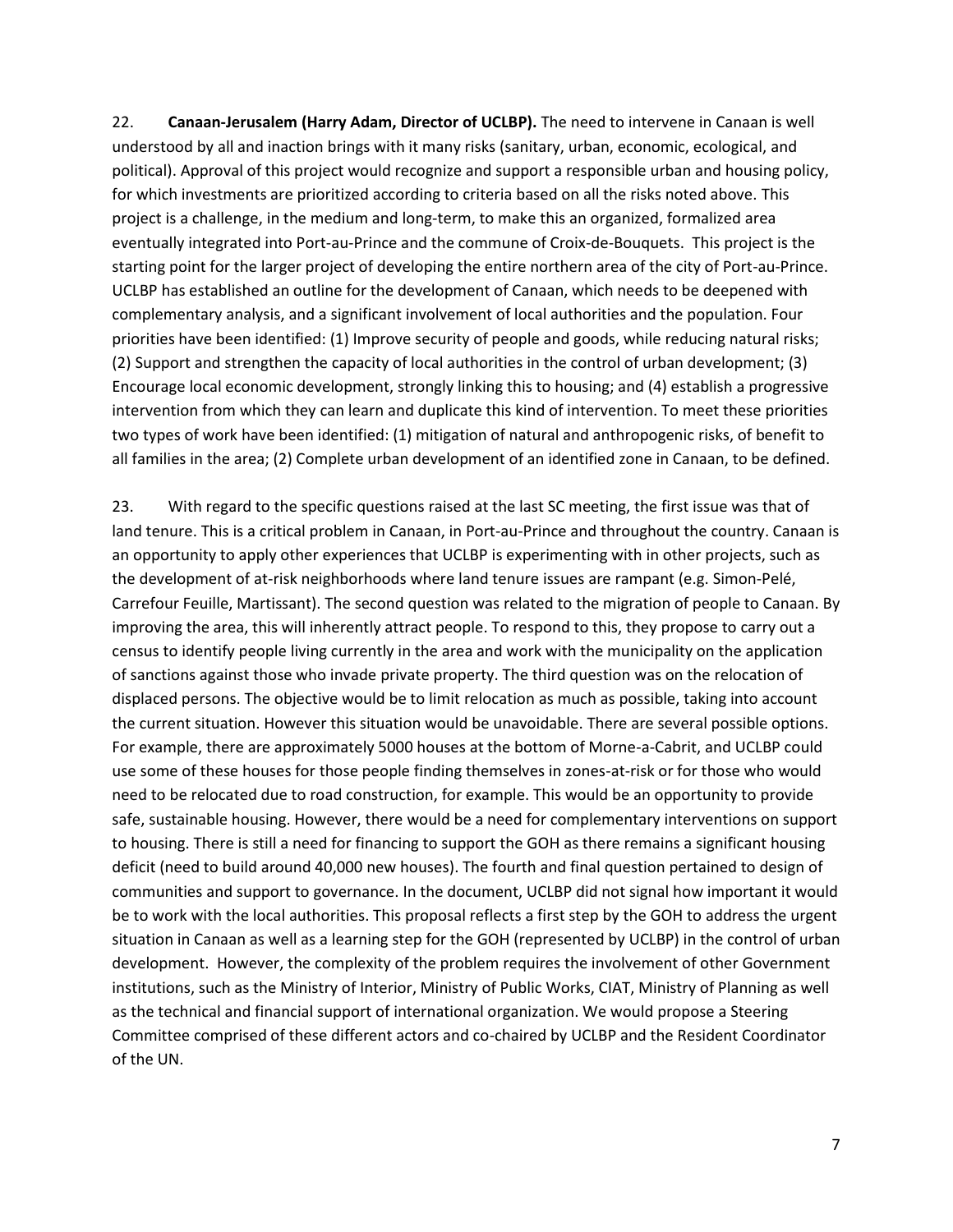22. **Canaan-Jerusalem (Harry Adam, Director of UCLBP).** The need to intervene in Canaan is well understood by all and inaction brings with it many risks (sanitary, urban, economic, ecological, and political). Approval of this project would recognize and support a responsible urban and housing policy, for which investments are prioritized according to criteria based on all the risks noted above. This project is a challenge, in the medium and long-term, to make this an organized, formalized area eventually integrated into Port-au-Prince and the commune of Croix-de-Bouquets. This project is the starting point for the larger project of developing the entire northern area of the city of Port-au-Prince. UCLBP has established an outline for the development of Canaan, which needs to be deepened with complementary analysis, and a significant involvement of local authorities and the population. Four priorities have been identified: (1) Improve security of people and goods, while reducing natural risks; (2) Support and strengthen the capacity of local authorities in the control of urban development; (3) Encourage local economic development, strongly linking this to housing; and (4) establish a progressive intervention from which they can learn and duplicate this kind of intervention. To meet these priorities two types of work have been identified: (1) mitigation of natural and anthropogenic risks, of benefit to all families in the area; (2) Complete urban development of an identified zone in Canaan, to be defined.

23. With regard to the specific questions raised at the last SC meeting, the first issue was that of land tenure. This is a critical problem in Canaan, in Port-au-Prince and throughout the country. Canaan is an opportunity to apply other experiences that UCLBP is experimenting with in other projects, such as the development of at-risk neighborhoods where land tenure issues are rampant (e.g. Simon-Pelé, Carrefour Feuille, Martissant). The second question was related to the migration of people to Canaan. By improving the area, this will inherently attract people. To respond to this, they propose to carry out a census to identify people living currently in the area and work with the municipality on the application of sanctions against those who invade private property. The third question was on the relocation of displaced persons. The objective would be to limit relocation as much as possible, taking into account the current situation. However this situation would be unavoidable. There are several possible options. For example, there are approximately 5000 houses at the bottom of Morne-a-Cabrit, and UCLBP could use some of these houses for those people finding themselves in zones-at-risk or for those who would need to be relocated due to road construction, for example. This would be an opportunity to provide safe, sustainable housing. However, there would be a need for complementary interventions on support to housing. There is still a need for financing to support the GOH as there remains a significant housing deficit (need to build around 40,000 new houses). The fourth and final question pertained to design of communities and support to governance. In the document, UCLBP did not signal how important it would be to work with the local authorities. This proposal reflects a first step by the GOH to address the urgent situation in Canaan as well as a learning step for the GOH (represented by UCLBP) in the control of urban development. However, the complexity of the problem requires the involvement of other Government institutions, such as the Ministry of Interior, Ministry of Public Works, CIAT, Ministry of Planning as well as the technical and financial support of international organization. We would propose a Steering Committee comprised of these different actors and co-chaired by UCLBP and the Resident Coordinator of the UN.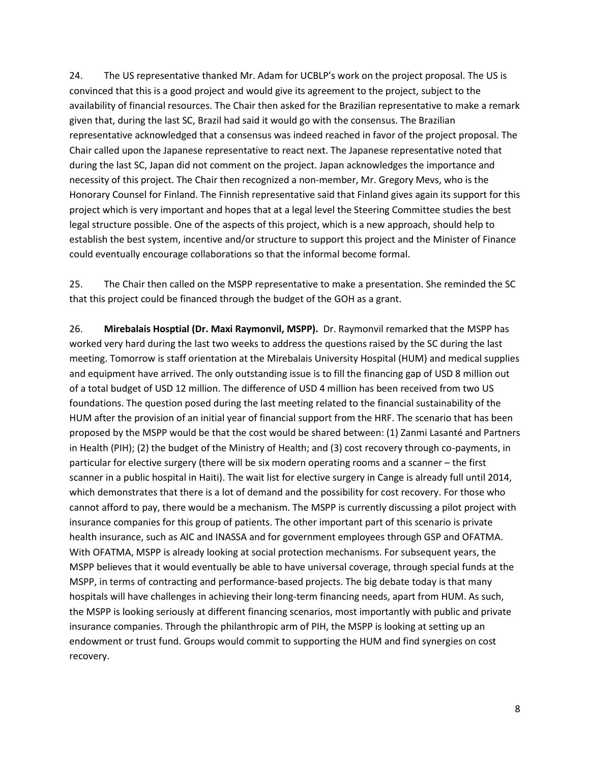24. The US representative thanked Mr. Adam for UCBLP's work on the project proposal. The US is convinced that this is a good project and would give its agreement to the project, subject to the availability of financial resources. The Chair then asked for the Brazilian representative to make a remark given that, during the last SC, Brazil had said it would go with the consensus. The Brazilian representative acknowledged that a consensus was indeed reached in favor of the project proposal. The Chair called upon the Japanese representative to react next. The Japanese representative noted that during the last SC, Japan did not comment on the project. Japan acknowledges the importance and necessity of this project. The Chair then recognized a non-member, Mr. Gregory Mevs, who is the Honorary Counsel for Finland. The Finnish representative said that Finland gives again its support for this project which is very important and hopes that at a legal level the Steering Committee studies the best legal structure possible. One of the aspects of this project, which is a new approach, should help to establish the best system, incentive and/or structure to support this project and the Minister of Finance could eventually encourage collaborations so that the informal become formal.

25. The Chair then called on the MSPP representative to make a presentation. She reminded the SC that this project could be financed through the budget of the GOH as a grant.

26. **Mirebalais Hosptial (Dr. Maxi Raymonvil, MSPP).** Dr. Raymonvil remarked that the MSPP has worked very hard during the last two weeks to address the questions raised by the SC during the last meeting. Tomorrow is staff orientation at the Mirebalais University Hospital (HUM) and medical supplies and equipment have arrived. The only outstanding issue is to fill the financing gap of USD 8 million out of a total budget of USD 12 million. The difference of USD 4 million has been received from two US foundations. The question posed during the last meeting related to the financial sustainability of the HUM after the provision of an initial year of financial support from the HRF. The scenario that has been proposed by the MSPP would be that the cost would be shared between: (1) Zanmi Lasanté and Partners in Health (PIH); (2) the budget of the Ministry of Health; and (3) cost recovery through co-payments, in particular for elective surgery (there will be six modern operating rooms and a scanner – the first scanner in a public hospital in Haiti). The wait list for elective surgery in Cange is already full until 2014, which demonstrates that there is a lot of demand and the possibility for cost recovery. For those who cannot afford to pay, there would be a mechanism. The MSPP is currently discussing a pilot project with insurance companies for this group of patients. The other important part of this scenario is private health insurance, such as AIC and INASSA and for government employees through GSP and OFATMA. With OFATMA, MSPP is already looking at social protection mechanisms. For subsequent years, the MSPP believes that it would eventually be able to have universal coverage, through special funds at the MSPP, in terms of contracting and performance-based projects. The big debate today is that many hospitals will have challenges in achieving their long-term financing needs, apart from HUM. As such, the MSPP is looking seriously at different financing scenarios, most importantly with public and private insurance companies. Through the philanthropic arm of PIH, the MSPP is looking at setting up an endowment or trust fund. Groups would commit to supporting the HUM and find synergies on cost recovery.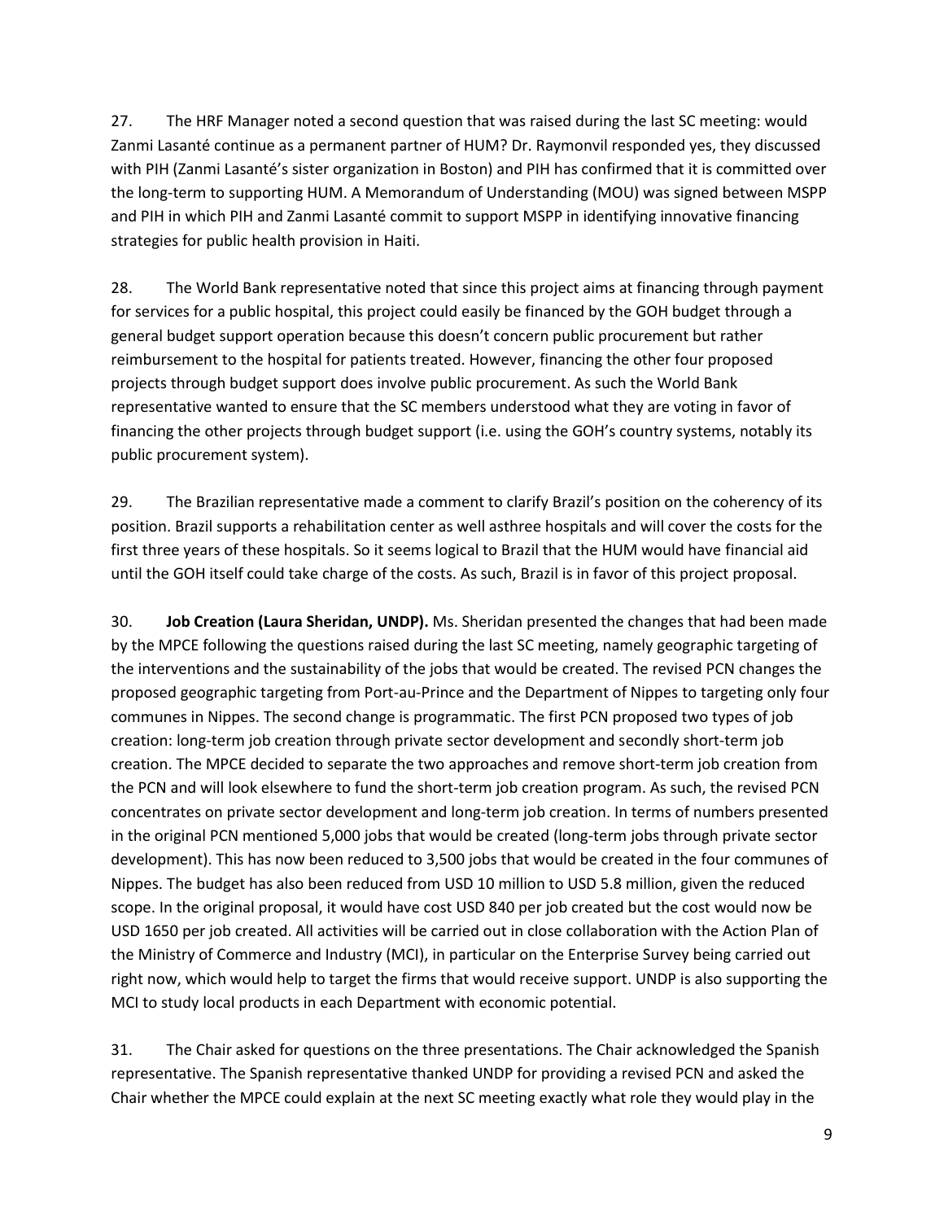27. The HRF Manager noted a second question that was raised during the last SC meeting: would Zanmi Lasanté continue as a permanent partner of HUM? Dr. Raymonvil responded yes, they discussed with PIH (Zanmi Lasanté's sister organization in Boston) and PIH has confirmed that it is committed over the long-term to supporting HUM. A Memorandum of Understanding (MOU) was signed between MSPP and PIH in which PIH and Zanmi Lasanté commit to support MSPP in identifying innovative financing strategies for public health provision in Haiti.

28. The World Bank representative noted that since this project aims at financing through payment for services for a public hospital, this project could easily be financed by the GOH budget through a general budget support operation because this doesn't concern public procurement but rather reimbursement to the hospital for patients treated. However, financing the other four proposed projects through budget support does involve public procurement. As such the World Bank representative wanted to ensure that the SC members understood what they are voting in favor of financing the other projects through budget support (i.e. using the GOH's country systems, notably its public procurement system).

29. The Brazilian representative made a comment to clarify Brazil's position on the coherency of its position. Brazil supports a rehabilitation center as well asthree hospitals and will cover the costs for the first three years of these hospitals. So it seems logical to Brazil that the HUM would have financial aid until the GOH itself could take charge of the costs. As such, Brazil is in favor of this project proposal.

30. **Job Creation (Laura Sheridan, UNDP).** Ms. Sheridan presented the changes that had been made by the MPCE following the questions raised during the last SC meeting, namely geographic targeting of the interventions and the sustainability of the jobs that would be created. The revised PCN changes the proposed geographic targeting from Port-au-Prince and the Department of Nippes to targeting only four communes in Nippes. The second change is programmatic. The first PCN proposed two types of job creation: long-term job creation through private sector development and secondly short-term job creation. The MPCE decided to separate the two approaches and remove short-term job creation from the PCN and will look elsewhere to fund the short-term job creation program. As such, the revised PCN concentrates on private sector development and long-term job creation. In terms of numbers presented in the original PCN mentioned 5,000 jobs that would be created (long-term jobs through private sector development). This has now been reduced to 3,500 jobs that would be created in the four communes of Nippes. The budget has also been reduced from USD 10 million to USD 5.8 million, given the reduced scope. In the original proposal, it would have cost USD 840 per job created but the cost would now be USD 1650 per job created. All activities will be carried out in close collaboration with the Action Plan of the Ministry of Commerce and Industry (MCI), in particular on the Enterprise Survey being carried out right now, which would help to target the firms that would receive support. UNDP is also supporting the MCI to study local products in each Department with economic potential.

31. The Chair asked for questions on the three presentations. The Chair acknowledged the Spanish representative. The Spanish representative thanked UNDP for providing a revised PCN and asked the Chair whether the MPCE could explain at the next SC meeting exactly what role they would play in the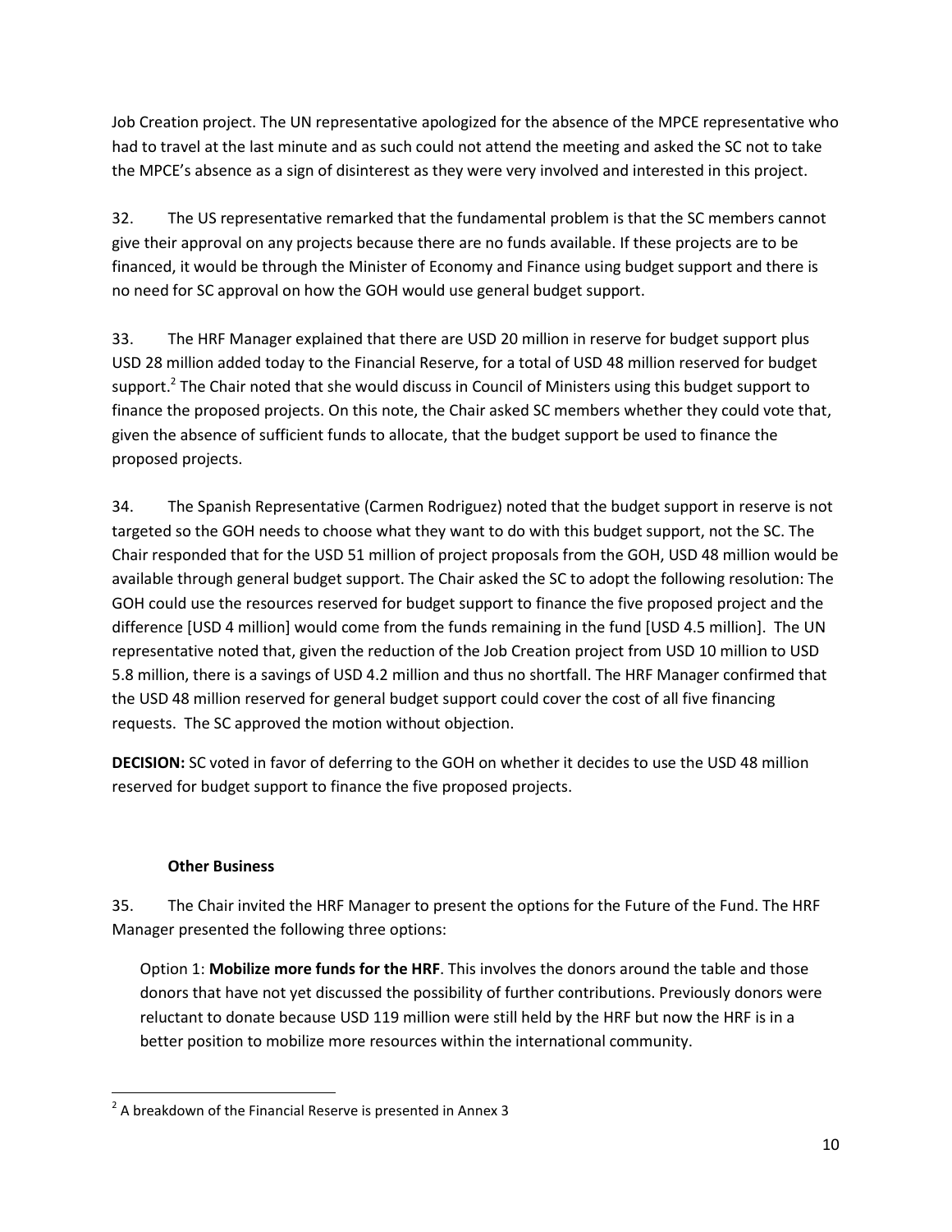Job Creation project. The UN representative apologized for the absence of the MPCE representative who had to travel at the last minute and as such could not attend the meeting and asked the SC not to take the MPCE's absence as a sign of disinterest as they were very involved and interested in this project.

32. The US representative remarked that the fundamental problem is that the SC members cannot give their approval on any projects because there are no funds available. If these projects are to be financed, it would be through the Minister of Economy and Finance using budget support and there is no need for SC approval on how the GOH would use general budget support.

33. The HRF Manager explained that there are USD 20 million in reserve for budget support plus USD 28 million added today to the Financial Reserve, for a total of USD 48 million reserved for budget support.[2] The Chair noted that she would discuss in Council of Ministers using this budget support to finance the proposed projects. On this note, the Chair asked SC members whether they could vote that, given the absence of sufficient funds to allocate, that the budget support be used to finance the proposed projects.

34. The Spanish Representative (Carmen Rodriguez) noted that the budget support in reserve is not targeted so the GOH needs to choose what they want to do with this budget support, not the SC. The Chair responded that for the USD 51 million of project proposals from the GOH, USD 48 million would be available through general budget support. The Chair asked the SC to adopt the following resolution: The GOH could use the resources reserved for budget support to finance the five proposed project and the difference [USD 4 million] would come from the funds remaining in the fund [USD 4.5 million]. The UN representative noted that, given the reduction of the Job Creation project from USD 10 million to USD 5.8 million, there is a savings of USD 4.2 million and thus no shortfall. The HRF Manager confirmed that the USD 48 million reserved for general budget support could cover the cost of all five financing requests. The SC approved the motion without objection.

**DECISION:** SC voted in favor of deferring to the GOH on whether it decides to use the USD 48 million reserved for budget support to finance the five proposed projects.

**Other Business**

35. The Chair invited the HRF Manager to present the options for the Future of the Fund. The HRF Manager presented the following three options:

Option 1: **Mobilize more funds for the HRF**. This involves the donors around the table and those donors that have not yet discussed the possibility of further contributions. Previously donors were reluctant to donate because USD 119 million were still held by the HRF but now the HRF is in a better position to mobilize more resources within the international community.

[2] A breakdown of the Financial Reserve is presented in Annex 3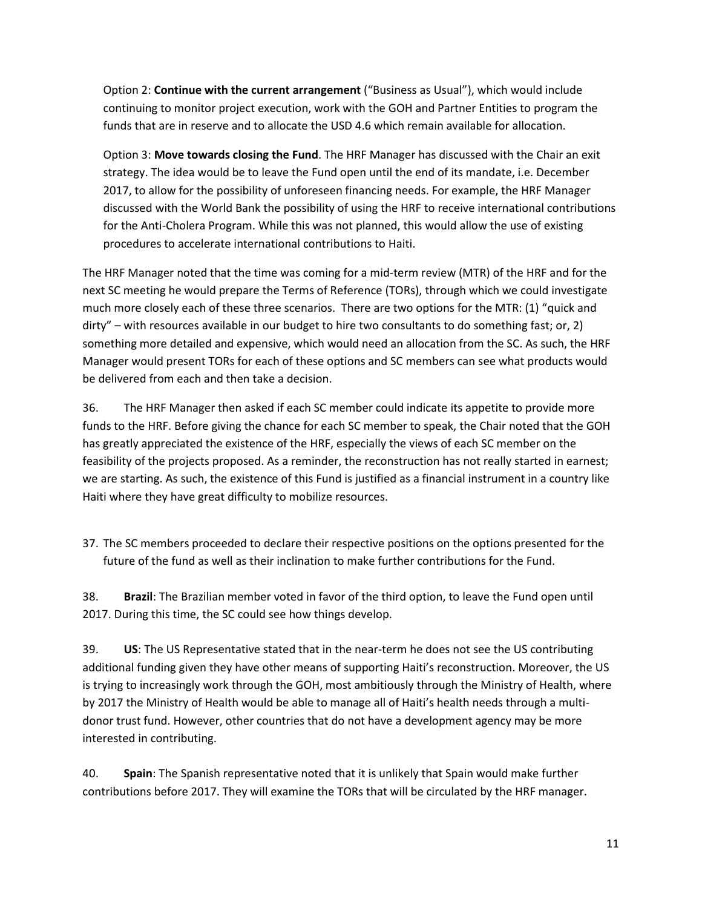Option 2: **Continue with the current arrangement** ("Business as Usual"), which would include continuing to monitor project execution, work with the GOH and Partner Entities to program the funds that are in reserve and to allocate the USD 4.6 which remain available for allocation.

Option 3: **Move towards closing the Fund**. The HRF Manager has discussed with the Chair an exit strategy. The idea would be to leave the Fund open until the end of its mandate, i.e. December 2017, to allow for the possibility of unforeseen financing needs. For example, the HRF Manager discussed with the World Bank the possibility of using the HRF to receive international contributions for the Anti-Cholera Program. While this was not planned, this would allow the use of existing procedures to accelerate international contributions to Haiti.

The HRF Manager noted that the time was coming for a mid-term review (MTR) of the HRF and for the next SC meeting he would prepare the Terms of Reference (TORs), through which we could investigate much more closely each of these three scenarios. There are two options for the MTR: (1) "quick and dirty" – with resources available in our budget to hire two consultants to do something fast; or, 2) something more detailed and expensive, which would need an allocation from the SC. As such, the HRF Manager would present TORs for each of these options and SC members can see what products would be delivered from each and then take a decision.

36. The HRF Manager then asked if each SC member could indicate its appetite to provide more funds to the HRF. Before giving the chance for each SC member to speak, the Chair noted that the GOH has greatly appreciated the existence of the HRF, especially the views of each SC member on the feasibility of the projects proposed. As a reminder, the reconstruction has not really started in earnest; we are starting. As such, the existence of this Fund is justified as a financial instrument in a country like Haiti where they have great difficulty to mobilize resources.

37. The SC members proceeded to declare their respective positions on the options presented for the future of the fund as well as their inclination to make further contributions for the Fund.

38. **Brazil**: The Brazilian member voted in favor of the third option, to leave the Fund open until 2017. During this time, the SC could see how things develop.

39. **US**: The US Representative stated that in the near-term he does not see the US contributing additional funding given they have other means of supporting Haiti's reconstruction. Moreover, the US is trying to increasingly work through the GOH, most ambitiously through the Ministry of Health, where by 2017 the Ministry of Health would be able to manage all of Haiti's health needs through a multi-donor trust fund. However, other countries that do not have a development agency may be more interested in contributing.

40. **Spain**: The Spanish representative noted that it is unlikely that Spain would make further contributions before 2017. They will examine the TORs that will be circulated by the HRF manager.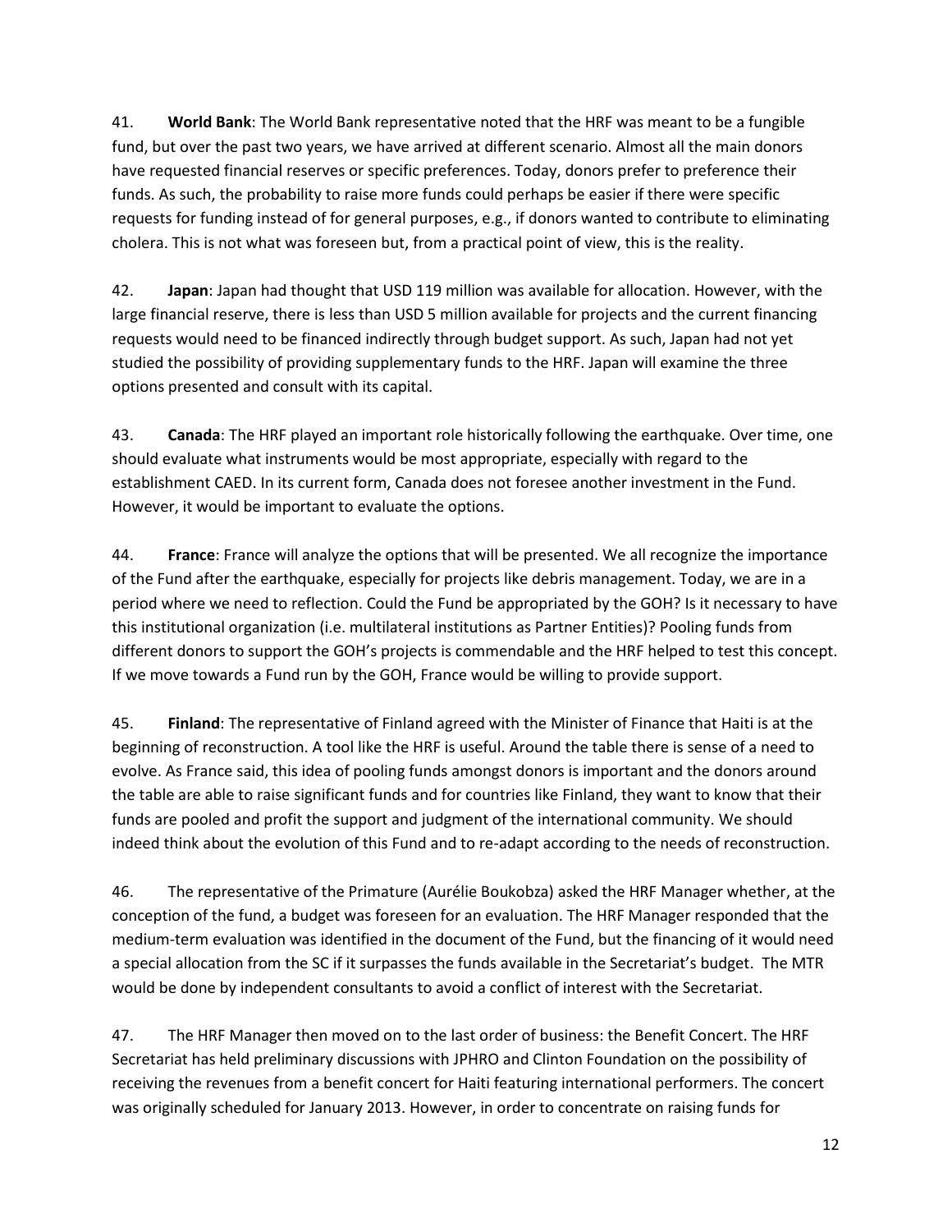41. **World Bank**: The World Bank representative noted that the HRF was meant to be a fungible fund, but over the past two years, we have arrived at different scenario. Almost all the main donors have requested financial reserves or specific preferences. Today, donors prefer to preference their funds. As such, the probability to raise more funds could perhaps be easier if there were specific requests for funding instead of for general purposes, e.g., if donors wanted to contribute to eliminating cholera. This is not what was foreseen but, from a practical point of view, this is the reality.

42. **Japan**: Japan had thought that USD 119 million was available for allocation. However, with the large financial reserve, there is less than USD 5 million available for projects and the current financing requests would need to be financed indirectly through budget support. As such, Japan had not yet studied the possibility of providing supplementary funds to the HRF. Japan will examine the three options presented and consult with its capital.

43. **Canada**: The HRF played an important role historically following the earthquake. Over time, one should evaluate what instruments would be most appropriate, especially with regard to the establishment CAED. In its current form, Canada does not foresee another investment in the Fund. However, it would be important to evaluate the options.

44. **France**: France will analyze the options that will be presented. We all recognize the importance of the Fund after the earthquake, especially for projects like debris management. Today, we are in a period where we need to reflection. Could the Fund be appropriated by the GOH? Is it necessary to have this institutional organization (i.e. multilateral institutions as Partner Entities)? Pooling funds from different donors to support the GOH's projects is commendable and the HRF helped to test this concept. If we move towards a Fund run by the GOH, France would be willing to provide support.

45. **Finland**: The representative of Finland agreed with the Minister of Finance that Haiti is at the beginning of reconstruction. A tool like the HRF is useful. Around the table there is sense of a need to evolve. As France said, this idea of pooling funds amongst donors is important and the donors around the table are able to raise significant funds and for countries like Finland, they want to know that their funds are pooled and profit the support and judgment of the international community. We should indeed think about the evolution of this Fund and to re-adapt according to the needs of reconstruction.

46. The representative of the Primature (Aurélie Boukobza) asked the HRF Manager whether, at the conception of the fund, a budget was foreseen for an evaluation. The HRF Manager responded that the medium-term evaluation was identified in the document of the Fund, but the financing of it would need a special allocation from the SC if it surpasses the funds available in the Secretariat's budget. The MTR would be done by independent consultants to avoid a conflict of interest with the Secretariat.

47. The HRF Manager then moved on to the last order of business: the Benefit Concert. The HRF Secretariat has held preliminary discussions with JPHRO and Clinton Foundation on the possibility of receiving the revenues from a benefit concert for Haiti featuring international performers. The concert was originally scheduled for January 2013. However, in order to concentrate on raising funds for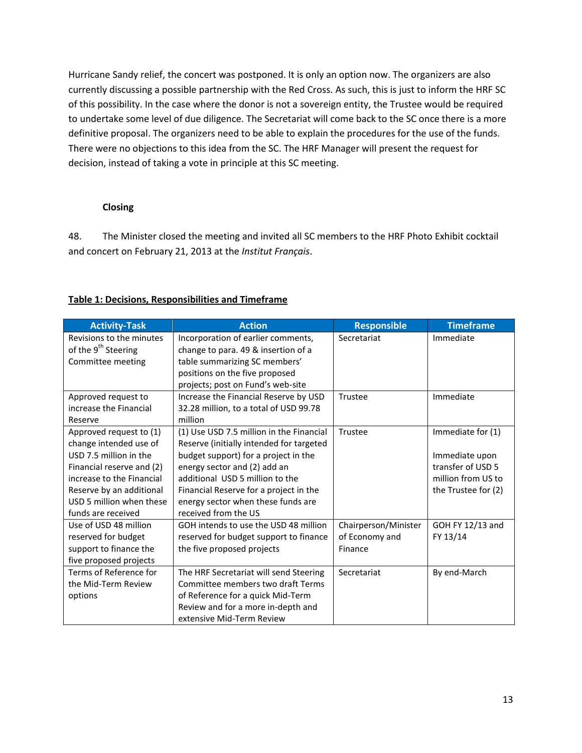Hurricane Sandy relief, the concert was postponed. It is only an option now. The organizers are also currently discussing a possible partnership with the Red Cross. As such, this is just to inform the HRF SC of this possibility. In the case where the donor is not a sovereign entity, the Trustee would be required to undertake some level of due diligence. The Secretariat will come back to the SC once there is a more definitive proposal. The organizers need to be able to explain the procedures for the use of the funds. There were no objections to this idea from the SC. The HRF Manager will present the request for decision, instead of taking a vote in principle at this SC meeting.

**Closing**

48. The Minister closed the meeting and invited all SC members to the HRF Photo Exhibit cocktail and concert on February 21, 2013 at the *Institut Français*.

**Table 1: Decisions, Responsibilities and Timeframe**

| Activity-Task | Action | Responsible | Timeframe |
|---|---|---|---|
| Revisions to the minutes of the 9th Steering Committee meeting | Incorporation of earlier comments, change to para. 49 & insertion of a table summarizing SC members' positions on the five proposed projects; post on Fund's web-site | Secretariat | Immediate |
| Approved request to increase the Financial Reserve | Increase the Financial Reserve by USD 32.28 million, to a total of USD 99.78 million | Trustee | Immediate |
| Approved request to (1) change intended use of USD 7.5 million in the Financial reserve and (2) increase to the Financial Reserve by an additional USD 5 million when these funds are received | (1) Use USD 7.5 million in the Financial Reserve (initially intended for targeted budget support) for a project in the energy sector and (2) add an additional USD 5 million to the Financial Reserve for a project in the energy sector when these funds are received from the US | Trustee | Immediate for (1)<br><br>Immediate upon transfer of USD 5 million from US to the Trustee for (2) |
| Use of USD 48 million reserved for budget support to finance the five proposed projects | GOH intends to use the USD 48 million reserved for budget support to finance the five proposed projects | Chairperson/Minister of Economy and Finance | GOH FY 12/13 and FY 13/14 |
| Terms of Reference for the Mid-Term Review options | The HRF Secretariat will send Steering Committee members two draft Terms of Reference for a quick Mid-Term Review and for a more in-depth and extensive Mid-Term Review | Secretariat | By end-March |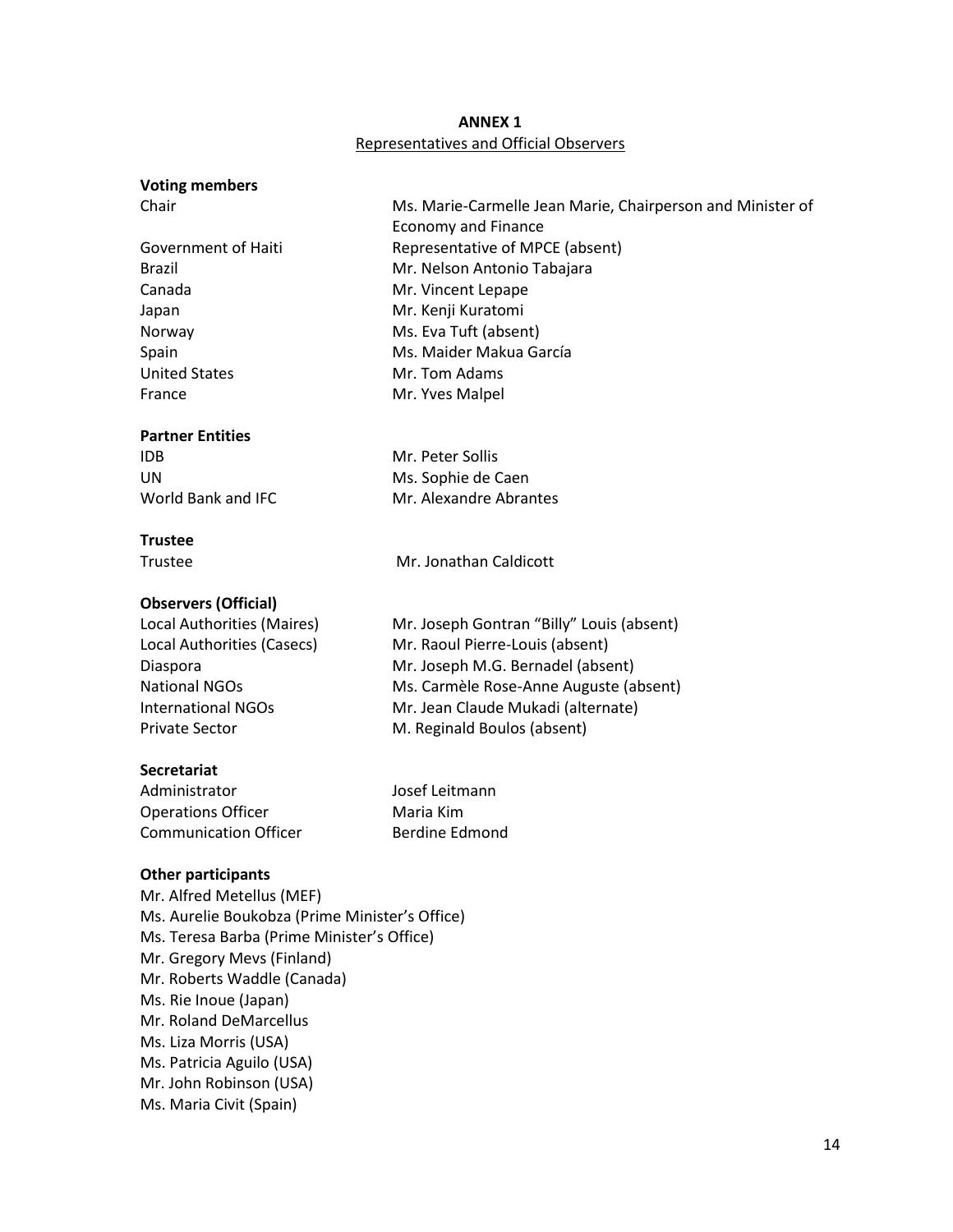**ANNEX 1**

Representatives and Official Observers

**Voting members**

| | |
|---|---|
| Chair | Ms. Marie-Carmelle Jean Marie, Chairperson and Minister of Economy and Finance |
| Government of Haiti | Representative of MPCE (absent) |
| Brazil | Mr. Nelson Antonio Tabajara |
| Canada | Mr. Vincent Lepape |
| Japan | Mr. Kenji Kuratomi |
| Norway | Ms. Eva Tuft (absent) |
| Spain | Ms. Maider Makua García |
| United States | Mr. Tom Adams |
| France | Mr. Yves Malpel |

**Partner Entities**

| | |
|---|---|
| IDB | Mr. Peter Sollis |
| UN | Ms. Sophie de Caen |
| World Bank and IFC | Mr. Alexandre Abrantes |

**Trustee**

| | |
|---|---|
| Trustee | Mr. Jonathan Caldicott |

**Observers (Official)**

| | |
|---|---|
| Local Authorities (Maires) | Mr. Joseph Gontran "Billy" Louis (absent) |
| Local Authorities (Casecs) | Mr. Raoul Pierre-Louis (absent) |
| Diaspora | Mr. Joseph M.G. Bernadel (absent) |
| National NGOs | Ms. Carmèle Rose-Anne Auguste (absent) |
| International NGOs | Mr. Jean Claude Mukadi (alternate) |
| Private Sector | M. Reginald Boulos (absent) |

**Secretariat**

| | |
|---|---|
| Administrator | Josef Leitmann |
| Operations Officer | Maria Kim |
| Communication Officer | Berdine Edmond |

**Other participants**

Mr. Alfred Metellus (MEF)
Ms. Aurelie Boukobza (Prime Minister's Office)
Ms. Teresa Barba (Prime Minister's Office)
Mr. Gregory Mevs (Finland)
Mr. Roberts Waddle (Canada)
Ms. Rie Inoue (Japan)
Mr. Roland DeMarcellus
Ms. Liza Morris (USA)
Ms. Patricia Aguilo (USA)
Mr. John Robinson (USA)
Ms. Maria Civit (Spain)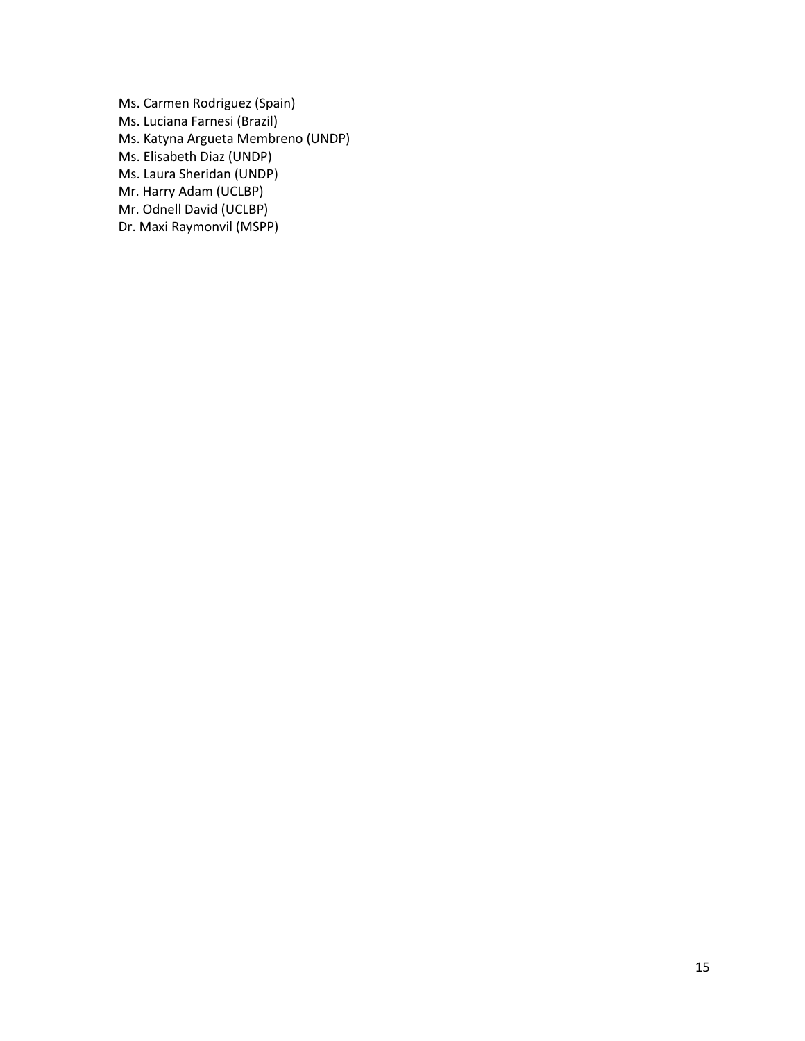Ms. Carmen Rodriguez (Spain)
Ms. Luciana Farnesi (Brazil)
Ms. Katyna Argueta Membreno (UNDP)
Ms. Elisabeth Diaz (UNDP)
Ms. Laura Sheridan (UNDP)
Mr. Harry Adam (UCLBP)
Mr. Odnell David (UCLBP)
Dr. Maxi Raymonvil (MSPP)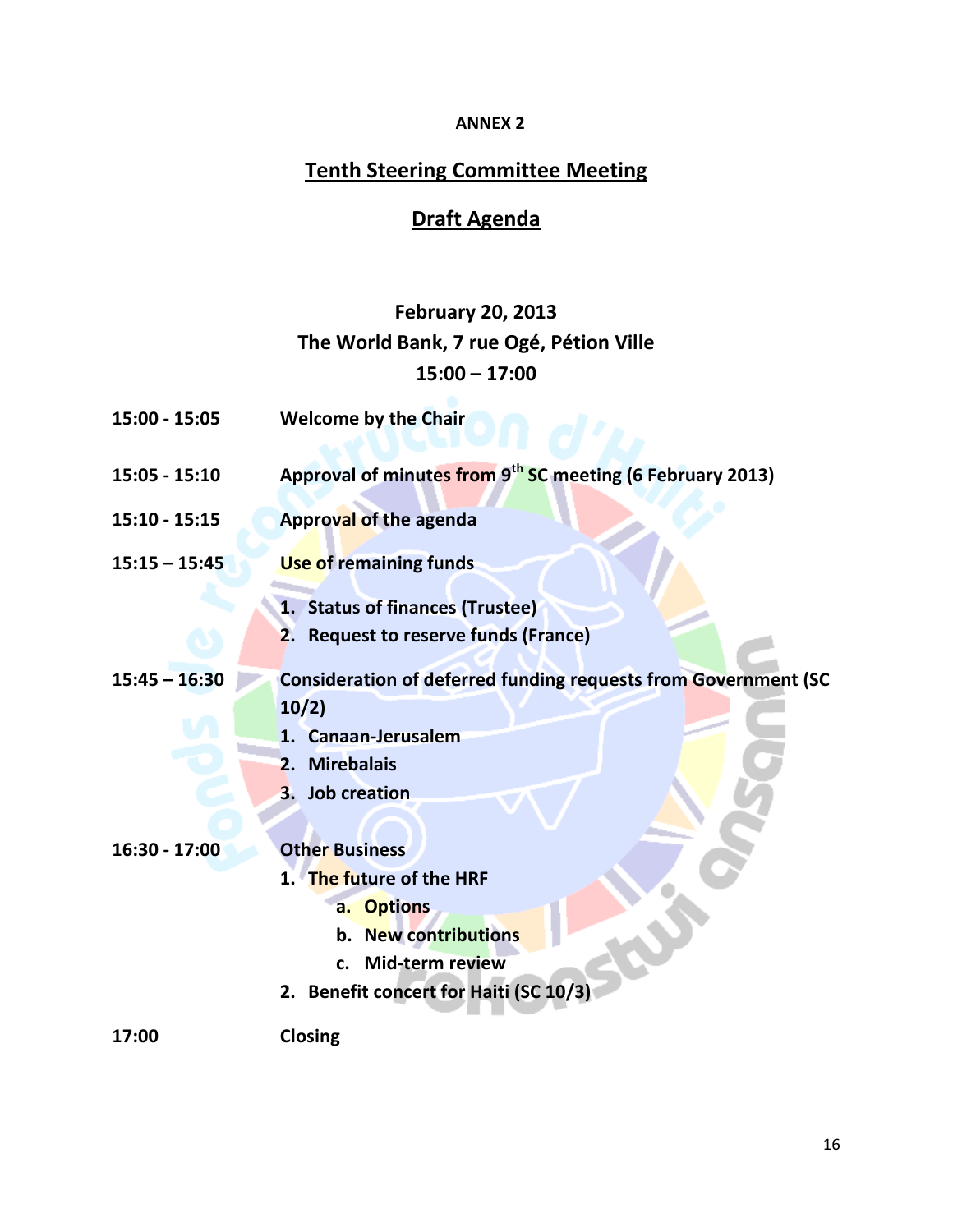**ANNEX 2**

# Tenth Steering Committee Meeting

## Draft Agenda

**February 20, 2013**
**The World Bank, 7 rue Ogé, Pétion Ville**
**15:00 – 17:00**

| | |
|---|---|
| **15:00 - 15:05** | **Welcome by the Chair** |
| **15:05 - 15:10** | **Approval of minutes from 9th SC meeting (6 February 2013)** |
| **15:10 - 15:15** | **Approval of the agenda** |
| **15:15 – 15:45** | **Use of remaining funds**<br>1. Status of finances (Trustee)<br>2. Request to reserve funds (France) |
| **15:45 – 16:30** | **Consideration of deferred funding requests from Government (SC 10/2)**<br>1. Canaan-Jerusalem<br>2. Mirebalais<br>3. Job creation |
| **16:30 - 17:00** | **Other Business**<br>1. The future of the HRF<br>a. Options<br>b. New contributions<br>c. Mid-term review<br>2. Benefit concert for Haiti (SC 10/3) |
| **17:00** | **Closing** |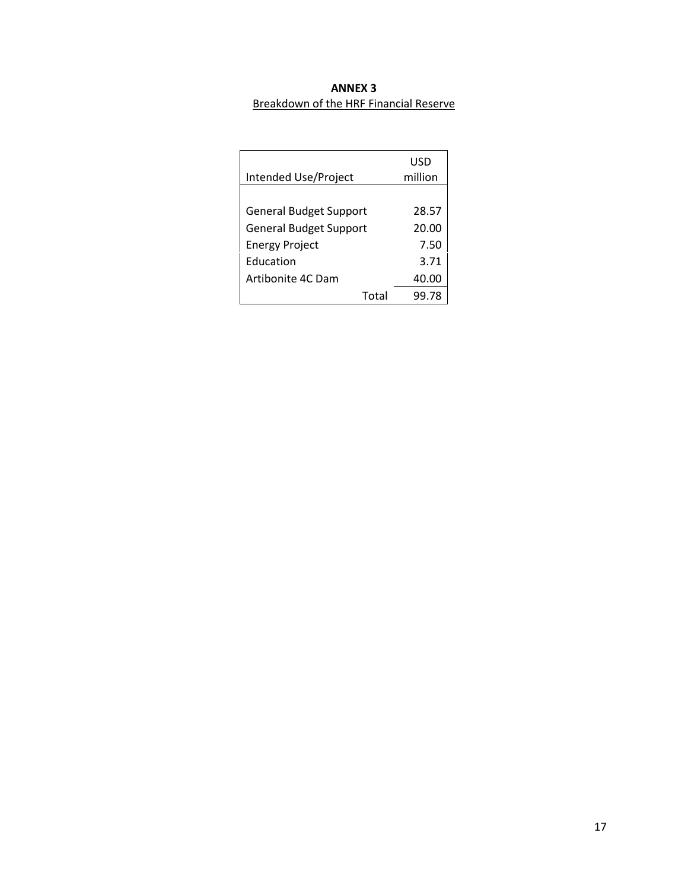**ANNEX 3**

Breakdown of the HRF Financial Reserve

| Intended Use/Project | USD million |
|---|---|
| General Budget Support | 28.57 |
| General Budget Support | 20.00 |
| Energy Project | 7.50 |
| Education | 3.71 |
| Artibonite 4C Dam | 40.00 |
| Total | 99.78 |